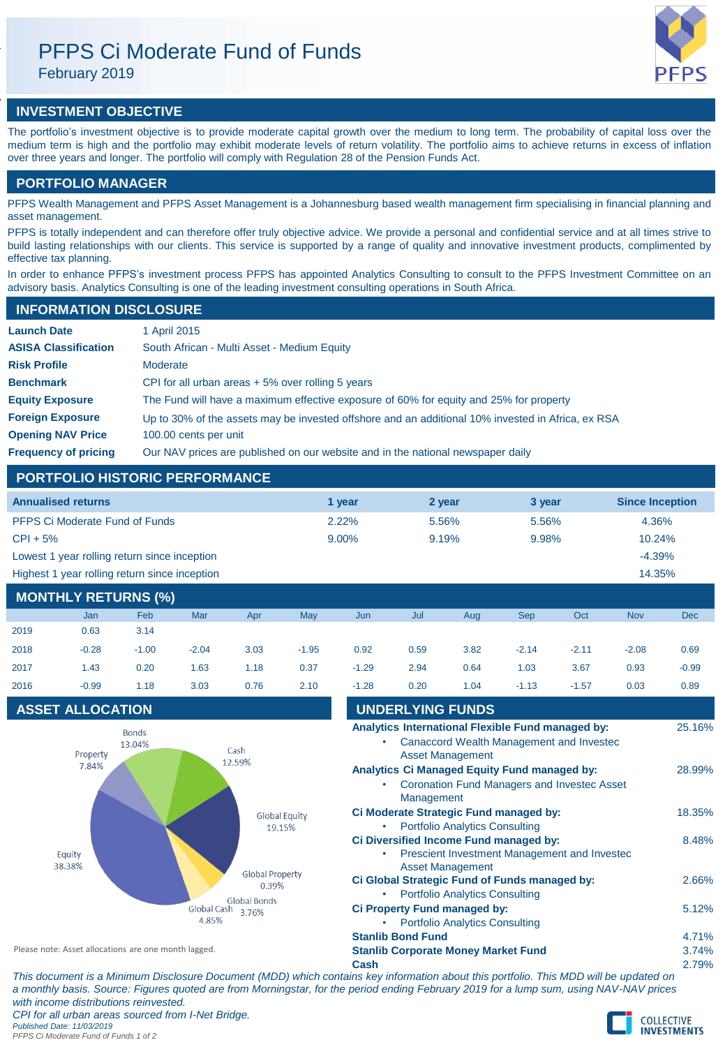# PFPS Ci Moderate Fund of Funds

February 2019

## INVESTMENT OBJECTIVE

The portfolio's investment objective is to provide moderate capital growth over the medium to long term. The probability of capital loss over the medium term is high and the portfolio may exhibit moderate levels of return volatility. The portfolio aims to achieve returns in excess of inflation over three years and longer. The portfolio will comply with Regulation 28 of the Pension Funds Act.

## PORTFOLIO MANAGER

PFPS Wealth Management and PFPS Asset Management is a Johannesburg based wealth management firm specialising in financial planning and asset management.

PFPS is totally independent and can therefore offer truly objective advice. We provide a personal and confidential service and at all times strive to build lasting relationships with our clients. This service is supported by a range of quality and innovative investment products, complimented by effective tax planning.

In order to enhance PFPS's investment process PFPS has appointed Analytics Consulting to consult to the PFPS Investment Committee on an advisory basis. Analytics Consulting is one of the leading investment consulting operations in South Africa.

## INFORMATION DISCLOSURE

| | |
|---|---|
| **Launch Date** | 1 April 2015 |
| **ASISA Classification** | South African - Multi Asset - Medium Equity |
| **Risk Profile** | Moderate |
| **Benchmark** | CPI for all urban areas + 5% over rolling 5 years |
| **Equity Exposure** | The Fund will have a maximum effective exposure of 60% for equity and 25% for property |
| **Foreign Exposure** | Up to 30% of the assets may be invested offshore and an additional 10% invested in Africa, ex RSA |
| **Opening NAV Price** | 100.00 cents per unit |
| **Frequency of pricing** | Our NAV prices are published on our website and in the national newspaper daily |

## PORTFOLIO HISTORIC PERFORMANCE

| Annualised returns | 1 year | 2 year | 3 year | Since Inception |
|---|---|---|---|---|
| PFPS Ci Moderate Fund of Funds | 2.22% | 5.56% | 5.56% | 4.36% |
| CPI + 5% | 9.00% | 9.19% | 9.98% | 10.24% |
| Lowest 1 year rolling return since inception | | | | -4.39% |
| Highest 1 year rolling return since inception | | | | 14.35% |

## MONTHLY RETURNS (%)

| | Jan | Feb | Mar | Apr | May | Jun | Jul | Aug | Sep | Oct | Nov | Dec |
|---|---|---|---|---|---|---|---|---|---|---|---|---|
| 2019 | 0.63 | 3.14 | | | | | | | | | | |
| 2018 | -0.28 | -1.00 | -2.04 | 3.03 | -1.95 | 0.92 | 0.59 | 3.82 | -2.14 | -2.11 | -2.08 | 0.69 |
| 2017 | 1.43 | 0.20 | 1.63 | 1.18 | 0.37 | -1.29 | 2.94 | 0.64 | 1.03 | 3.67 | 0.93 | -0.99 |
| 2016 | -0.99 | 1.18 | 3.03 | 0.76 | 2.10 | -1.28 | 0.20 | 1.04 | -1.13 | -1.57 | 0.03 | 0.89 |

## ASSET ALLOCATION

| Asset | Allocation |
|---|---|
| Bonds | 13.04% |
| Cash | 12.59% |
| Global Equity | 19.15% |
| Global Property | 0.39% |
| Global Bonds | 3.76% |
| Global Cash | 4.85% |
| Equity | 38.38% |
| Property | 7.84% |

Please note: Asset allocations are one month lagged.

## UNDERLYING FUNDS

| Fund | Weight |
|---|---|
| **Analytics International Flexible Fund managed by:** Canaccord Wealth Management and Investec Asset Management | 25.16% |
| **Analytics Ci Managed Equity Fund managed by:** Coronation Fund Managers and Investec Asset Management | 28.99% |
| **Ci Moderate Strategic Fund managed by:** Portfolio Analytics Consulting | 18.35% |
| **Ci Diversified Income Fund managed by:** Prescient Investment Management and Investec Asset Management | 8.48% |
| **Ci Global Strategic Fund of Funds managed by:** Portfolio Analytics Consulting | 2.66% |
| **Ci Property Fund managed by:** Portfolio Analytics Consulting | 5.12% |
| **Stanlib Bond Fund** | 4.71% |
| **Stanlib Corporate Money Market Fund** | 3.74% |
| **Cash** | 2.79% |

*This document is a Minimum Disclosure Document (MDD) which contains key information about this portfolio. This MDD will be updated on a monthly basis. Source: Figures quoted are from Morningstar, for the period ending February 2019 for a lump sum, using NAV-NAV prices with income distributions reinvested.*

*CPI for all urban areas sourced from I-Net Bridge.*

*Published Date: 11/03/2019*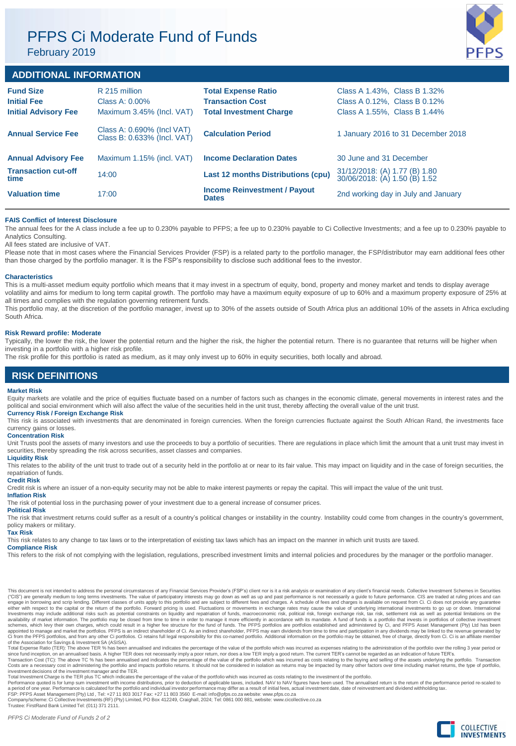# PFPS Ci Moderate Fund of Funds

February 2019

## ADDITIONAL INFORMATION

| | | | |
|---|---|---|---|
| **Fund Size** | R 215 million | **Total Expense Ratio** | Class A 1.43%, Class B 1.32% |
| **Initial Fee** | Class A: 0.00% | **Transaction Cost** | Class A 0.12%, Class B 0.12% |
| **Initial Advisory Fee** | Maximum 3.45% (Incl. VAT) | **Total Investment Charge** | Class A 1.55%, Class B 1.44% |
| **Annual Service Fee** | Class A: 0.690% (Incl VAT) Class B: 0.633% (Incl. VAT) | **Calculation Period** | 1 January 2016 to 31 December 2018 |
| **Annual Advisory Fee** | Maximum 1.15% (incl. VAT) | **Income Declaration Dates** | 30 June and 31 December |
| **Transaction cut-off time** | 14:00 | **Last 12 months Distributions (cpu)** | 31/12/2018: (A) 1.77 (B) 1.80 30/06/2018: (A) 1.50 (B) 1.52 |
| **Valuation time** | 17:00 | **Income Reinvestment / Payout Dates** | 2nd working day in July and January |

### FAIS Conflict of Interest Disclosure

The annual fees for the A class include a fee up to 0.230% payable to PFPS; a fee up to 0.230% payable to Ci Collective Investments; and a fee up to 0.230% payable to Analytics Consulting.

All fees stated are inclusive of VAT.

Please note that in most cases where the Financial Services Provider (FSP) is a related party to the portfolio manager, the FSP/distributor may earn additional fees other than those charged by the portfolio manager. It is the FSP's responsibility to disclose such additional fees to the investor.

### Characteristics

This is a multi-asset medium equity portfolio which means that it may invest in a spectrum of equity, bond, property and money market and tends to display average volatility and aims for medium to long term capital growth. The portfolio may have a maximum equity exposure of up to 60% and a maximum property exposure of 25% at all times and complies with the regulation governing retirement funds.

This portfolio may, at the discretion of the portfolio manager, invest up to 30% of the assets outside of South Africa plus an additional 10% of the assets in Africa excluding South Africa.

### Risk Reward profile: Moderate

Typically, the lower the risk, the lower the potential return and the higher the risk, the higher the potential return. There is no guarantee that returns will be higher when investing in a portfolio with a higher risk profile.

The risk profile for this portfolio is rated as medium, as it may only invest up to 60% in equity securities, both locally and abroad.

## RISK DEFINITIONS

### Market Risk

Equity markets are volatile and the price of equities fluctuate based on a number of factors such as changes in the economic climate, general movements in interest rates and the political and social environment which will also affect the value of the securities held in the unit trust, thereby affecting the overall value of the unit trust.

### Currency Risk / Foreign Exchange Risk

This risk is associated with investments that are denominated in foreign currencies. When the foreign currencies fluctuate against the South African Rand, the investments face currency gains or losses.

### Concentration Risk

Unit Trusts pool the assets of many investors and use the proceeds to buy a portfolio of securities. There are regulations in place which limit the amount that a unit trust may invest in securities, thereby spreading the risk across securities, asset classes and companies.

### Liquidity Risk

This relates to the ability of the unit trust to trade out of a security held in the portfolio at or near to its fair value. This may impact on liquidity and in the case of foreign securities, the repatriation of funds.

### Credit Risk

Credit risk is where an issuer of a non-equity security may not be able to make interest payments or repay the capital. This will impact the value of the unit trust.

### Inflation Risk

The risk of potential loss in the purchasing power of your investment due to a general increase of consumer prices.

### Political Risk

The risk that investment returns could suffer as a result of a country's political changes or instability in the country. Instability could come from changes in the country's government, policy makers or military.

### Tax Risk

This risk relates to any change to tax laws or to the interpretation of existing tax laws which has an impact on the manner in which unit trusts are taxed.

### Compliance Risk

This refers to the risk of not complying with the legislation, regulations, prescribed investment limits and internal policies and procedures by the manager or the portfolio manager.

This document is not intended to address the personal circumstances of any Financial Services Provider's (FSP's) client nor is it a risk analysis or examination of any client's financial needs. Collective Investment Schemes in Securities ("CIS") are generally medium to long terms investments. The value of participatory interests may go down as well as up and past performance is not necessarily a guide to future performance. CIS are traded at ruling prices and can engage in borrowing and scrip lending. Different classes of units apply to this portfolio and are subject to different fees and charges. A schedule of fees and charges is available on request from Ci. Ci does not provide any guarantee either with respect to the capital or the return of the portfolio. Forward pricing is used. Fluctuations or movements in exchange rates may cause the value of underlying international investments to go up or down. International Investments may include additional risks such as potential constraints on liquidity and repatriation of funds, macroeconomic risk, political risk, foreign exchange risk, tax risk, settlement risk as well as potential limitations on the availability of market information. The portfolio may be closed from time to time in order to manage it more efficiently in accordance with its mandate. A fund of funds is a portfolio that invests in portfolios of collective investment schemes, which levy their own charges, which could result in a higher fee structure for the fund of funds. The PFPS portfolios are portfolios established and administered by Ci, and PFPS Asset Management (Pty) Ltd has been appointed to manage and market the portfolios. PFPS is an indirect shareholder of Ci. As an indirect shareholder, PFPS may earn dividends from time to time and participation in any dividends may be linked to the revenue generated by Ci from the PFPS portfolios, and from any other Ci portfolios. Ci retains full legal responsibility for this co-named portfolio. Additional information on the portfolio may be obtained, free of charge, directly from Ci. Ci is an affiliate member of the Association for Savings & Investment SA (ASISA).

Total Expense Ratio (TER): The above TER % has been annualised and indicates the percentage of the value of the portfolio which was incurred as expenses relating to the administration of the portfolio over the rolling 3 year period or since fund inception, on an annualised basis. A higher TER does not necessarily imply a poor return, nor does a low TER imply a good return. The current TER's cannot be regarded as an indication of future TER's.

Transaction Cost (TC): The above TC % has been annualised and indicates the percentage of the value of the portfolio which was incurred as costs relating to the buying and selling of the assets underlying the portfolio. Transaction Costs are a necessary cost in administering the portfolio and impacts portfolio returns. It should not be considered in isolation as returns may be impacted by many other factors over time including market returns, the type of portfolio, investment decisions of the investment manager and the TER.

Total Investment Charge is the TER plus TC which indicates the percentage of the value of the portfolio which was incurred as costs relating to the investment of the portfolio.

Performance quoted is for lump sum investment with income distributions, prior to deduction of applicable taxes, included. NAV to NAV figures have been used. The annualised return is the return of the performance period re-scaled to a period of one year. Performance is calculated for the portfolio and individual investor performance may differ as a result of initial fees, actual investment date, date of reinvestment and dividend withholding tax.

FSP: PFPS Asset Management (Pty) Ltd , Tel: +27 11 803 3017 Fax: +27 11 803 3560 E-mail: info@pfps.co.za website: www.pfps.co.za

Company/scheme: Ci Collective Investments (RF) (Pty) Limited, PO Box 412249, Craighall, 2024; Tel: 0861 000 881, website: www.cicollective.co.za

Trustee: FirstRand Bank Limited Tel: (011) 371 2111.